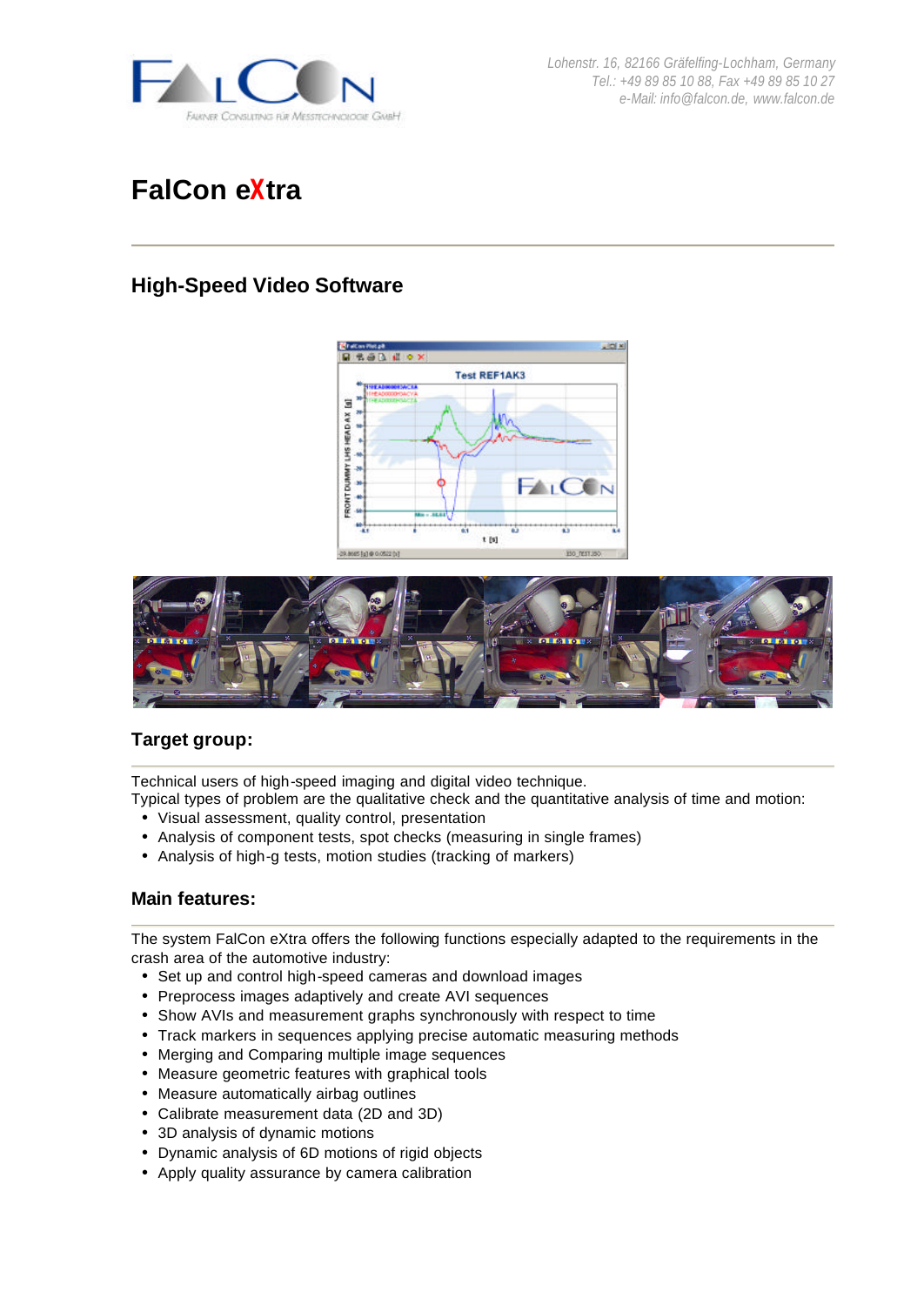Lohenstr. 16, 82166 Gräfelfing-Lochham, Germany
Tel.: +49 89 85 10 88, Fax +49 89 85 10 27
e-Mail: info@falcon.de, www.falcon.de

# FalCon eXtra

## High-Speed Video Software

### Target group:

Technical users of high-speed imaging and digital video technique.
Typical types of problem are the qualitative check and the quantitative analysis of time and motion:

- Visual assessment, quality control, presentation
- Analysis of component tests, spot checks (measuring in single frames)
- Analysis of high-g tests, motion studies (tracking of markers)

### Main features:

The system FalCon eXtra offers the following functions especially adapted to the requirements in the crash area of the automotive industry:

- Set up and control high-speed cameras and download images
- Preprocess images adaptively and create AVI sequences
- Show AVIs and measurement graphs synchronously with respect to time
- Track markers in sequences applying precise automatic measuring methods
- Merging and Comparing multiple image sequences
- Measure geometric features with graphical tools
- Measure automatically airbag outlines
- Calibrate measurement data (2D and 3D)
- 3D analysis of dynamic motions
- Dynamic analysis of 6D motions of rigid objects
- Apply quality assurance by camera calibration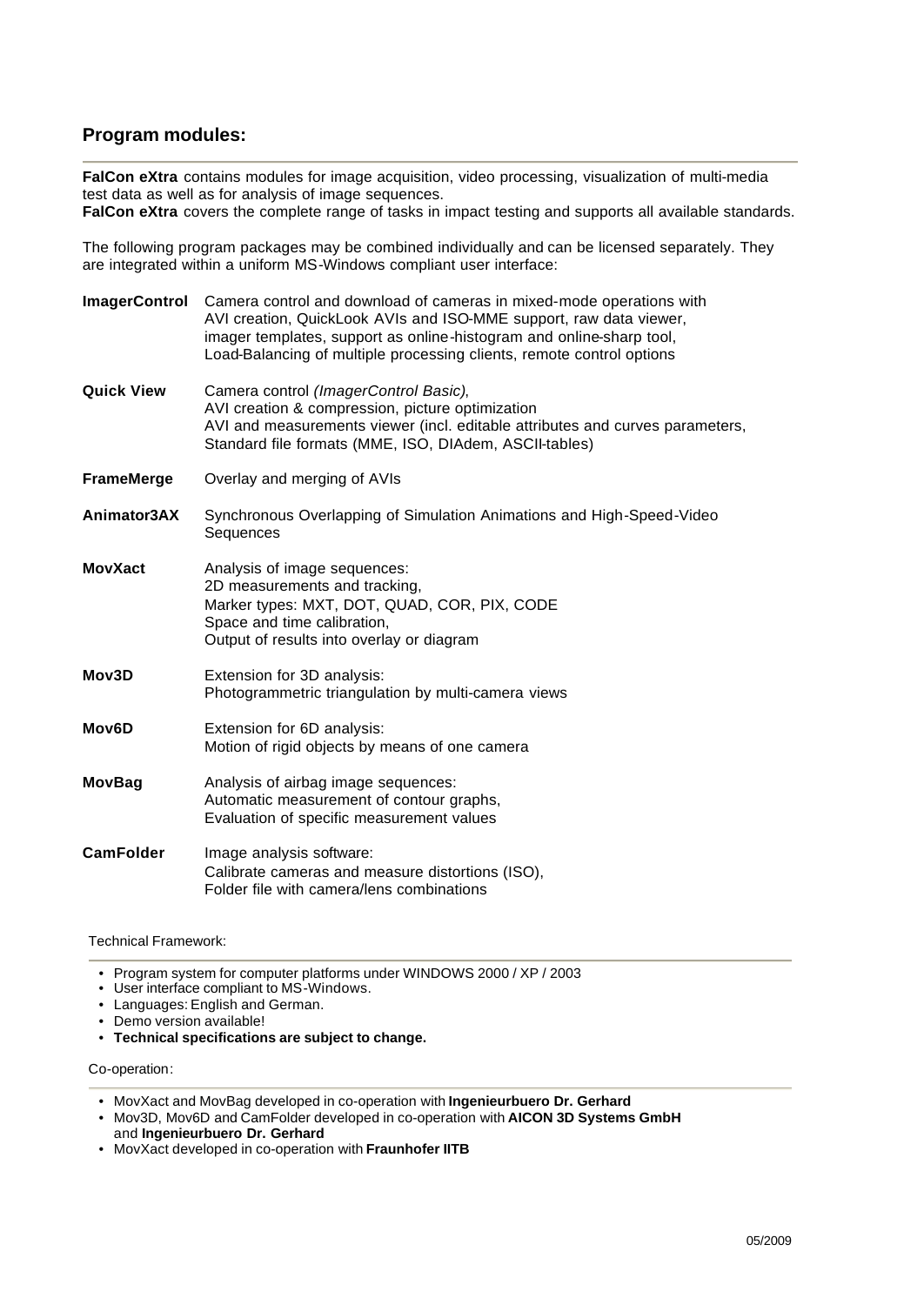## Program modules:

**FalCon eXtra** contains modules for image acquisition, video processing, visualization of multi-media test data as well as for analysis of image sequences.
**FalCon eXtra** covers the complete range of tasks in impact testing and supports all available standards.

The following program packages may be combined individually and can be licensed separately. They are integrated within a uniform MS-Windows compliant user interface:

| | |
|---|---|
| **ImagerControl** | Camera control and download of cameras in mixed-mode operations with AVI creation, QuickLook AVIs and ISO-MME support, raw data viewer, imager templates, support as online-histogram and online-sharp tool, Load-Balancing of multiple processing clients, remote control options |
| **Quick View** | Camera control *(ImagerControl Basic)*, AVI creation & compression, picture optimization AVI and measurements viewer (incl. editable attributes and curves parameters, Standard file formats (MME, ISO, DIAdem, ASCII-tables) |
| **FrameMerge** | Overlay and merging of AVIs |
| **Animator3AX** | Synchronous Overlapping of Simulation Animations and High-Speed-Video Sequences |
| **MovXact** | Analysis of image sequences: 2D measurements and tracking, Marker types: MXT, DOT, QUAD, COR, PIX, CODE Space and time calibration, Output of results into overlay or diagram |
| **Mov3D** | Extension for 3D analysis: Photogrammetric triangulation by multi-camera views |
| **Mov6D** | Extension for 6D analysis: Motion of rigid objects by means of one camera |
| **MovBag** | Analysis of airbag image sequences: Automatic measurement of contour graphs, Evaluation of specific measurement values |
| **CamFolder** | Image analysis software: Calibrate cameras and measure distortions (ISO), Folder file with camera/lens combinations |

Technical Framework:

- Program system for computer platforms under WINDOWS 2000 / XP / 2003
- User interface compliant to MS-Windows.
- Languages: English and German.
- Demo version available!
- **Technical specifications are subject to change.**

Co-operation:

- MovXact and MovBag developed in co-operation with **Ingenieurbuero Dr. Gerhard**
- Mov3D, Mov6D and CamFolder developed in co-operation with **AICON 3D Systems GmbH** and **Ingenieurbuero Dr. Gerhard**
- MovXact developed in co-operation with **Fraunhofer IITB**

05/2009